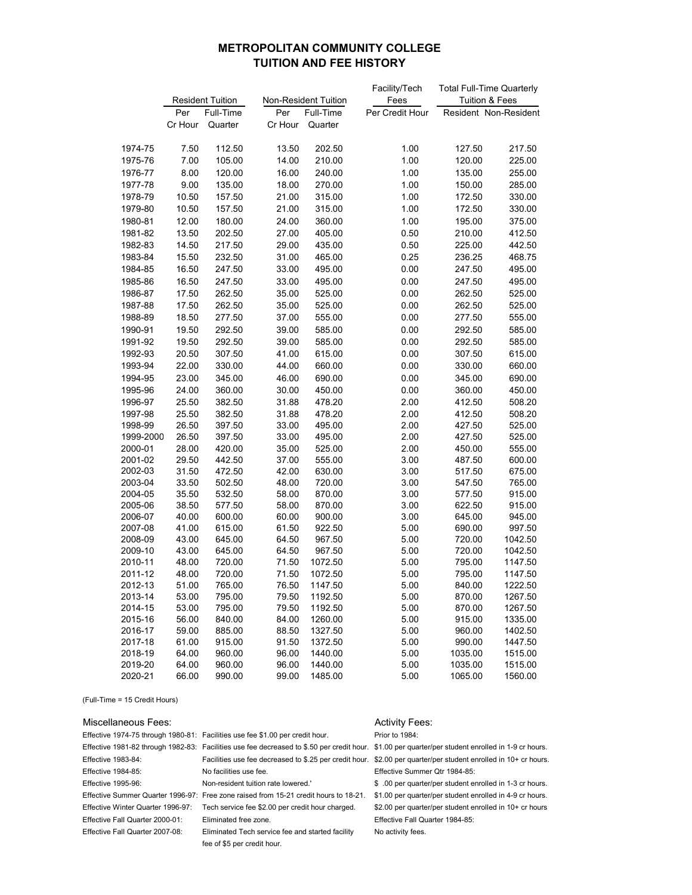# METROPOLITAN COMMUNITY COLLEGE
## TUITION AND FEE HISTORY

| | Resident Tuition | | Non-Resident Tuition | | Facility/Tech Fees | Total Full-Time Quarterly Tuition & Fees | |
|---|---|---|---|---|---|---|---|
| | Per Cr Hour | Full-Time Quarter | Per Cr Hour | Full-Time Quarter | Per Credit Hour | Resident | Non-Resident |
| 1974-75 | 7.50 | 112.50 | 13.50 | 202.50 | 1.00 | 127.50 | 217.50 |
| 1975-76 | 7.00 | 105.00 | 14.00 | 210.00 | 1.00 | 120.00 | 225.00 |
| 1976-77 | 8.00 | 120.00 | 16.00 | 240.00 | 1.00 | 135.00 | 255.00 |
| 1977-78 | 9.00 | 135.00 | 18.00 | 270.00 | 1.00 | 150.00 | 285.00 |
| 1978-79 | 10.50 | 157.50 | 21.00 | 315.00 | 1.00 | 172.50 | 330.00 |
| 1979-80 | 10.50 | 157.50 | 21.00 | 315.00 | 1.00 | 172.50 | 330.00 |
| 1980-81 | 12.00 | 180.00 | 24.00 | 360.00 | 1.00 | 195.00 | 375.00 |
| 1981-82 | 13.50 | 202.50 | 27.00 | 405.00 | 0.50 | 210.00 | 412.50 |
| 1982-83 | 14.50 | 217.50 | 29.00 | 435.00 | 0.50 | 225.00 | 442.50 |
| 1983-84 | 15.50 | 232.50 | 31.00 | 465.00 | 0.25 | 236.25 | 468.75 |
| 1984-85 | 16.50 | 247.50 | 33.00 | 495.00 | 0.00 | 247.50 | 495.00 |
| 1985-86 | 16.50 | 247.50 | 33.00 | 495.00 | 0.00 | 247.50 | 495.00 |
| 1986-87 | 17.50 | 262.50 | 35.00 | 525.00 | 0.00 | 262.50 | 525.00 |
| 1987-88 | 17.50 | 262.50 | 35.00 | 525.00 | 0.00 | 262.50 | 525.00 |
| 1988-89 | 18.50 | 277.50 | 37.00 | 555.00 | 0.00 | 277.50 | 555.00 |
| 1990-91 | 19.50 | 292.50 | 39.00 | 585.00 | 0.00 | 292.50 | 585.00 |
| 1991-92 | 19.50 | 292.50 | 39.00 | 585.00 | 0.00 | 292.50 | 585.00 |
| 1992-93 | 20.50 | 307.50 | 41.00 | 615.00 | 0.00 | 307.50 | 615.00 |
| 1993-94 | 22.00 | 330.00 | 44.00 | 660.00 | 0.00 | 330.00 | 660.00 |
| 1994-95 | 23.00 | 345.00 | 46.00 | 690.00 | 0.00 | 345.00 | 690.00 |
| 1995-96 | 24.00 | 360.00 | 30.00 | 450.00 | 0.00 | 360.00 | 450.00 |
| 1996-97 | 25.50 | 382.50 | 31.88 | 478.20 | 2.00 | 412.50 | 508.20 |
| 1997-98 | 25.50 | 382.50 | 31.88 | 478.20 | 2.00 | 412.50 | 508.20 |
| 1998-99 | 26.50 | 397.50 | 33.00 | 495.00 | 2.00 | 427.50 | 525.00 |
| 1999-2000 | 26.50 | 397.50 | 33.00 | 495.00 | 2.00 | 427.50 | 525.00 |
| 2000-01 | 28.00 | 420.00 | 35.00 | 525.00 | 2.00 | 450.00 | 555.00 |
| 2001-02 | 29.50 | 442.50 | 37.00 | 555.00 | 3.00 | 487.50 | 600.00 |
| 2002-03 | 31.50 | 472.50 | 42.00 | 630.00 | 3.00 | 517.50 | 675.00 |
| 2003-04 | 33.50 | 502.50 | 48.00 | 720.00 | 3.00 | 547.50 | 765.00 |
| 2004-05 | 35.50 | 532.50 | 58.00 | 870.00 | 3.00 | 577.50 | 915.00 |
| 2005-06 | 38.50 | 577.50 | 58.00 | 870.00 | 3.00 | 622.50 | 915.00 |
| 2006-07 | 40.00 | 600.00 | 60.00 | 900.00 | 3.00 | 645.00 | 945.00 |
| 2007-08 | 41.00 | 615.00 | 61.50 | 922.50 | 5.00 | 690.00 | 997.50 |
| 2008-09 | 43.00 | 645.00 | 64.50 | 967.50 | 5.00 | 720.00 | 1042.50 |
| 2009-10 | 43.00 | 645.00 | 64.50 | 967.50 | 5.00 | 720.00 | 1042.50 |
| 2010-11 | 48.00 | 720.00 | 71.50 | 1072.50 | 5.00 | 795.00 | 1147.50 |
| 2011-12 | 48.00 | 720.00 | 71.50 | 1072.50 | 5.00 | 795.00 | 1147.50 |
| 2012-13 | 51.00 | 765.00 | 76.50 | 1147.50 | 5.00 | 840.00 | 1222.50 |
| 2013-14 | 53.00 | 795.00 | 79.50 | 1192.50 | 5.00 | 870.00 | 1267.50 |
| 2014-15 | 53.00 | 795.00 | 79.50 | 1192.50 | 5.00 | 870.00 | 1267.50 |
| 2015-16 | 56.00 | 840.00 | 84.00 | 1260.00 | 5.00 | 915.00 | 1335.00 |
| 2016-17 | 59.00 | 885.00 | 88.50 | 1327.50 | 5.00 | 960.00 | 1402.50 |
| 2017-18 | 61.00 | 915.00 | 91.50 | 1372.50 | 5.00 | 990.00 | 1447.50 |
| 2018-19 | 64.00 | 960.00 | 96.00 | 1440.00 | 5.00 | 1035.00 | 1515.00 |
| 2019-20 | 64.00 | 960.00 | 96.00 | 1440.00 | 5.00 | 1035.00 | 1515.00 |
| 2020-21 | 66.00 | 990.00 | 99.00 | 1485.00 | 5.00 | 1065.00 | 1560.00 |

(Full-Time = 15 Credit Hours)

### Miscellaneous Fees:

| | |
|---|---|
| Effective 1974-75 through 1980-81: | Facilities use fee $1.00 per credit hour. |
| Effective 1981-82 through 1982-83: | Facilities use fee decreased to $.50 per credit hour. |
| Effective 1983-84: | Facilities use fee decreased to $.25 per credit hour. |
| Effective 1984-85: | No facilities use fee. |
| Effective 1995-96: | Non-resident tuition rate lowered.' |
| Effective Summer Quarter 1996-97: | Free zone raised from 15-21 credit hours to 18-21. |
| Effective Winter Quarter 1996-97: | Tech service fee $2.00 per credit hour charged. |
| Effective Fall Quarter 2000-01: | Eliminated free zone. |
| Effective Fall Quarter 2007-08: | Eliminated Tech service fee and started facility fee of $5 per credit hour. |

### Activity Fees:

Prior to 1984:
$1.00 per quarter/per student enrolled in 1-9 cr hours.
$2.00 per quarter/per student enrolled in 10+ cr hours.

Effective Summer Qtr 1984-85:
$ .00 per quarter/per student enrolled in 1-3 cr hours.
$1.00 per quarter/per student enrolled in 4-9 cr hours.
$2.00 per quarter/per student enrolled in 10+ cr hours

Effective Fall Quarter 1984-85:
No activity fees.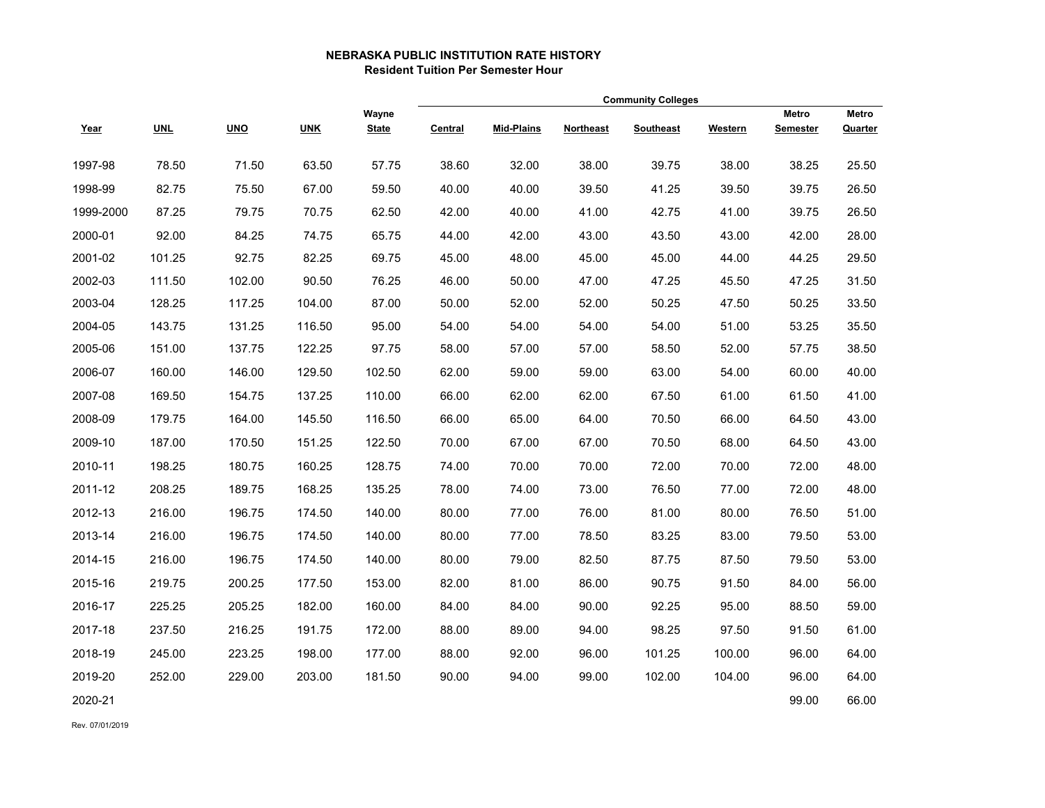## NEBRASKA PUBLIC INSTITUTION RATE HISTORY
### Resident Tuition Per Semester Hour

| | | | | | Community Colleges | | | | | | |
|---|---|---|---|---|---|---|---|---|---|---|---|
| Year | UNL | UNO | UNK | Wayne State | Central | Mid-Plains | Northeast | Southeast | Western | Metro Semester | Metro Quarter |
| 1997-98 | 78.50 | 71.50 | 63.50 | 57.75 | 38.60 | 32.00 | 38.00 | 39.75 | 38.00 | 38.25 | 25.50 |
| 1998-99 | 82.75 | 75.50 | 67.00 | 59.50 | 40.00 | 40.00 | 39.50 | 41.25 | 39.50 | 39.75 | 26.50 |
| 1999-2000 | 87.25 | 79.75 | 70.75 | 62.50 | 42.00 | 40.00 | 41.00 | 42.75 | 41.00 | 39.75 | 26.50 |
| 2000-01 | 92.00 | 84.25 | 74.75 | 65.75 | 44.00 | 42.00 | 43.00 | 43.50 | 43.00 | 42.00 | 28.00 |
| 2001-02 | 101.25 | 92.75 | 82.25 | 69.75 | 45.00 | 48.00 | 45.00 | 45.00 | 44.00 | 44.25 | 29.50 |
| 2002-03 | 111.50 | 102.00 | 90.50 | 76.25 | 46.00 | 50.00 | 47.00 | 47.25 | 45.50 | 47.25 | 31.50 |
| 2003-04 | 128.25 | 117.25 | 104.00 | 87.00 | 50.00 | 52.00 | 52.00 | 50.25 | 47.50 | 50.25 | 33.50 |
| 2004-05 | 143.75 | 131.25 | 116.50 | 95.00 | 54.00 | 54.00 | 54.00 | 54.00 | 51.00 | 53.25 | 35.50 |
| 2005-06 | 151.00 | 137.75 | 122.25 | 97.75 | 58.00 | 57.00 | 57.00 | 58.50 | 52.00 | 57.75 | 38.50 |
| 2006-07 | 160.00 | 146.00 | 129.50 | 102.50 | 62.00 | 59.00 | 59.00 | 63.00 | 54.00 | 60.00 | 40.00 |
| 2007-08 | 169.50 | 154.75 | 137.25 | 110.00 | 66.00 | 62.00 | 62.00 | 67.50 | 61.00 | 61.50 | 41.00 |
| 2008-09 | 179.75 | 164.00 | 145.50 | 116.50 | 66.00 | 65.00 | 64.00 | 70.50 | 66.00 | 64.50 | 43.00 |
| 2009-10 | 187.00 | 170.50 | 151.25 | 122.50 | 70.00 | 67.00 | 67.00 | 70.50 | 68.00 | 64.50 | 43.00 |
| 2010-11 | 198.25 | 180.75 | 160.25 | 128.75 | 74.00 | 70.00 | 70.00 | 72.00 | 70.00 | 72.00 | 48.00 |
| 2011-12 | 208.25 | 189.75 | 168.25 | 135.25 | 78.00 | 74.00 | 73.00 | 76.50 | 77.00 | 72.00 | 48.00 |
| 2012-13 | 216.00 | 196.75 | 174.50 | 140.00 | 80.00 | 77.00 | 76.00 | 81.00 | 80.00 | 76.50 | 51.00 |
| 2013-14 | 216.00 | 196.75 | 174.50 | 140.00 | 80.00 | 77.00 | 78.50 | 83.25 | 83.00 | 79.50 | 53.00 |
| 2014-15 | 216.00 | 196.75 | 174.50 | 140.00 | 80.00 | 79.00 | 82.50 | 87.75 | 87.50 | 79.50 | 53.00 |
| 2015-16 | 219.75 | 200.25 | 177.50 | 153.00 | 82.00 | 81.00 | 86.00 | 90.75 | 91.50 | 84.00 | 56.00 |
| 2016-17 | 225.25 | 205.25 | 182.00 | 160.00 | 84.00 | 84.00 | 90.00 | 92.25 | 95.00 | 88.50 | 59.00 |
| 2017-18 | 237.50 | 216.25 | 191.75 | 172.00 | 88.00 | 89.00 | 94.00 | 98.25 | 97.50 | 91.50 | 61.00 |
| 2018-19 | 245.00 | 223.25 | 198.00 | 177.00 | 88.00 | 92.00 | 96.00 | 101.25 | 100.00 | 96.00 | 64.00 |
| 2019-20 | 252.00 | 229.00 | 203.00 | 181.50 | 90.00 | 94.00 | 99.00 | 102.00 | 104.00 | 96.00 | 64.00 |
| 2020-21 | | | | | | | | | | 99.00 | 66.00 |

Rev. 07/01/2019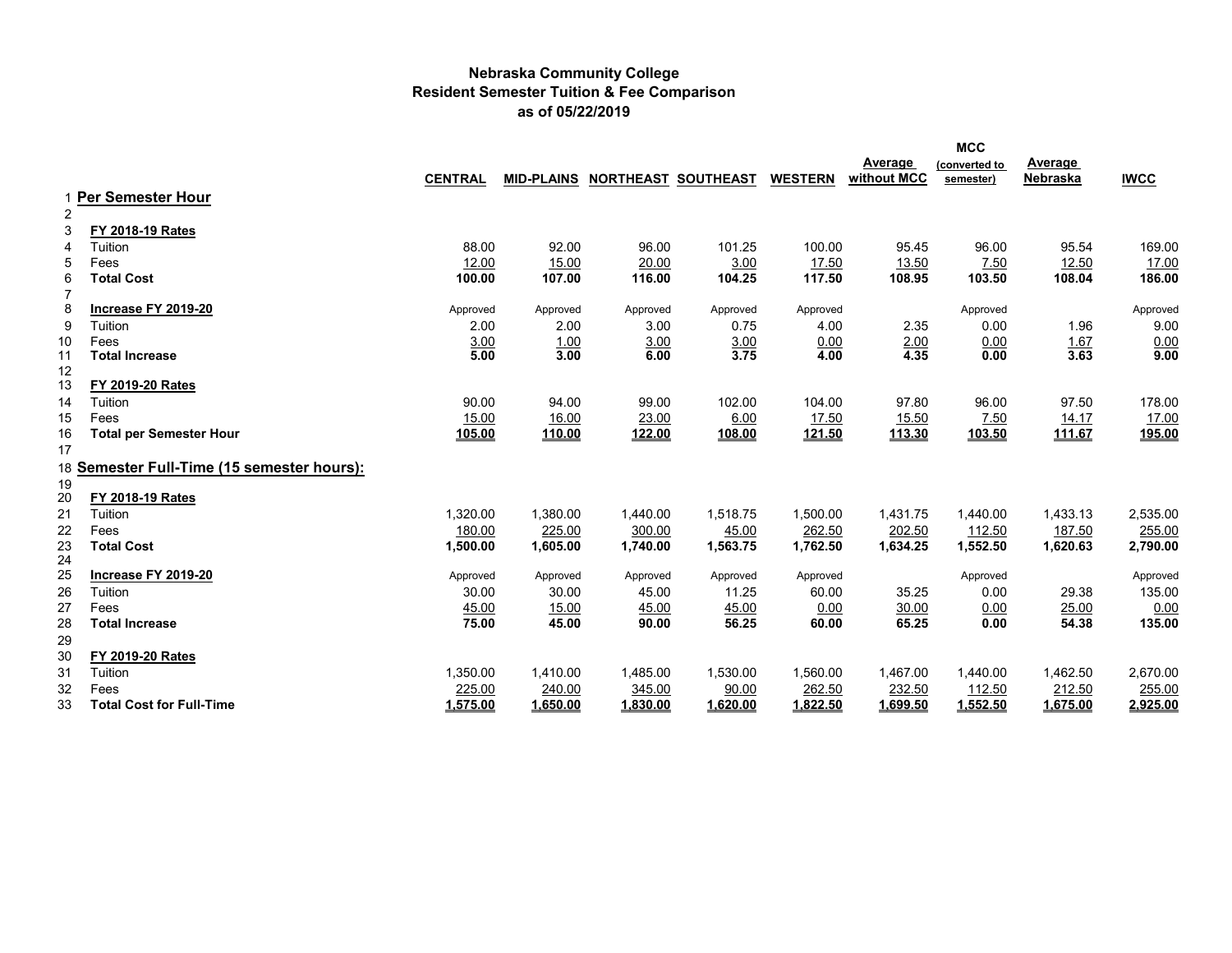**Nebraska Community College**
**Resident Semester Tuition & Fee Comparison**
**as of 05/22/2019**

| | | CENTRAL | MID-PLAINS | NORTHEAST | SOUTHEAST | WESTERN | Average without MCC | MCC (converted to semester) | Average Nebraska | IWCC |
|---|---|---|---|---|---|---|---|---|---|---|
| 1 | **Per Semester Hour** | | | | | | | | | |
| 2 | | | | | | | | | | |
| 3 | **FY 2018-19 Rates** | | | | | | | | | |
| 4 | Tuition | 88.00 | 92.00 | 96.00 | 101.25 | 100.00 | 95.45 | 96.00 | 95.54 | 169.00 |
| 5 | Fees | 12.00 | 15.00 | 20.00 | 3.00 | 17.50 | 13.50 | 7.50 | 12.50 | 17.00 |
| 6 | **Total Cost** | **100.00** | **107.00** | **116.00** | **104.25** | **117.50** | **108.95** | **103.50** | **108.04** | **186.00** |
| 7 | | | | | | | | | | |
| 8 | **Increase FY 2019-20** | Approved | Approved | Approved | Approved | Approved | | Approved | | Approved |
| 9 | Tuition | 2.00 | 2.00 | 3.00 | 0.75 | 4.00 | 2.35 | 0.00 | 1.96 | 9.00 |
| 10 | Fees | 3.00 | 1.00 | 3.00 | 3.00 | 0.00 | 2.00 | 0.00 | 1.67 | 0.00 |
| 11 | **Total Increase** | **5.00** | **3.00** | **6.00** | **3.75** | **4.00** | **4.35** | **0.00** | **3.63** | **9.00** |
| 12 | | | | | | | | | | |
| 13 | **FY 2019-20 Rates** | | | | | | | | | |
| 14 | Tuition | 90.00 | 94.00 | 99.00 | 102.00 | 104.00 | 97.80 | 96.00 | 97.50 | 178.00 |
| 15 | Fees | 15.00 | 16.00 | 23.00 | 6.00 | 17.50 | 15.50 | 7.50 | 14.17 | 17.00 |
| 16 | **Total per Semester Hour** | **105.00** | **110.00** | **122.00** | **108.00** | **121.50** | **113.30** | **103.50** | **111.67** | **195.00** |
| 17 | | | | | | | | | | |
| 18 | **Semester Full-Time (15 semester hours):** | | | | | | | | | |
| 19 | | | | | | | | | | |
| 20 | **FY 2018-19 Rates** | | | | | | | | | |
| 21 | Tuition | 1,320.00 | 1,380.00 | 1,440.00 | 1,518.75 | 1,500.00 | 1,431.75 | 1,440.00 | 1,433.13 | 2,535.00 |
| 22 | Fees | 180.00 | 225.00 | 300.00 | 45.00 | 262.50 | 202.50 | 112.50 | 187.50 | 255.00 |
| 23 | **Total Cost** | **1,500.00** | **1,605.00** | **1,740.00** | **1,563.75** | **1,762.50** | **1,634.25** | **1,552.50** | **1,620.63** | **2,790.00** |
| 24 | | | | | | | | | | |
| 25 | **Increase FY 2019-20** | Approved | Approved | Approved | Approved | Approved | | Approved | | Approved |
| 26 | Tuition | 30.00 | 30.00 | 45.00 | 11.25 | 60.00 | 35.25 | 0.00 | 29.38 | 135.00 |
| 27 | Fees | 45.00 | 15.00 | 45.00 | 45.00 | 0.00 | 30.00 | 0.00 | 25.00 | 0.00 |
| 28 | **Total Increase** | **75.00** | **45.00** | **90.00** | **56.25** | **60.00** | **65.25** | **0.00** | **54.38** | **135.00** |
| 29 | | | | | | | | | | |
| 30 | **FY 2019-20 Rates** | | | | | | | | | |
| 31 | Tuition | 1,350.00 | 1,410.00 | 1,485.00 | 1,530.00 | 1,560.00 | 1,467.00 | 1,440.00 | 1,462.50 | 2,670.00 |
| 32 | Fees | 225.00 | 240.00 | 345.00 | 90.00 | 262.50 | 232.50 | 112.50 | 212.50 | 255.00 |
| 33 | **Total Cost for Full-Time** | **1,575.00** | **1,650.00** | **1,830.00** | **1,620.00** | **1,822.50** | **1,699.50** | **1,552.50** | **1,675.00** | **2,925.00** |